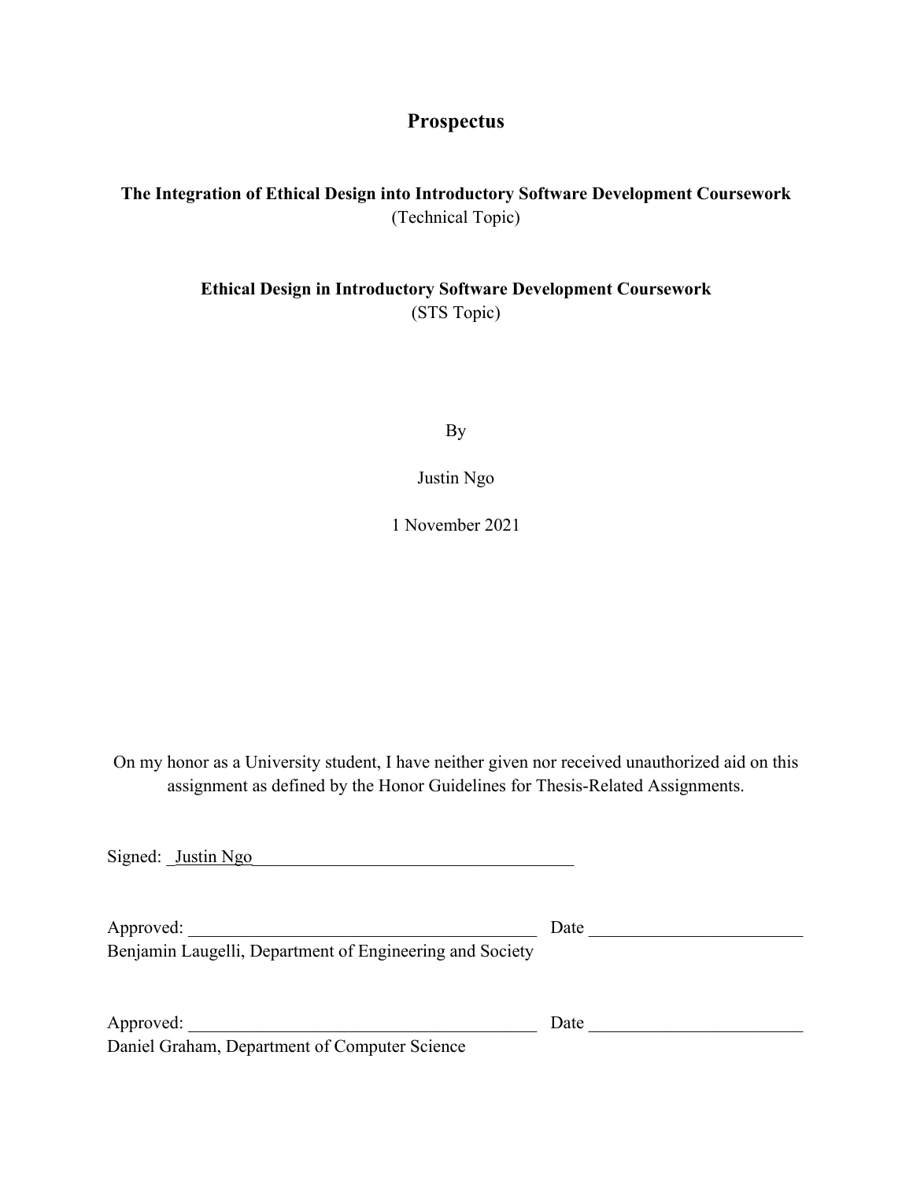# Prospectus

**The Integration of Ethical Design into Introductory Software Development Coursework**
(Technical Topic)

**Ethical Design in Introductory Software Development Coursework**
(STS Topic)

By

Justin Ngo

1 November 2021

On my honor as a University student, I have neither given nor received unauthorized aid on this assignment as defined by the Honor Guidelines for Thesis-Related Assignments.

Signed: Justin Ngo

Approved: ________________________________________ Date ________________________
Benjamin Laugelli, Department of Engineering and Society

Approved: ________________________________________ Date ________________________
Daniel Graham, Department of Computer Science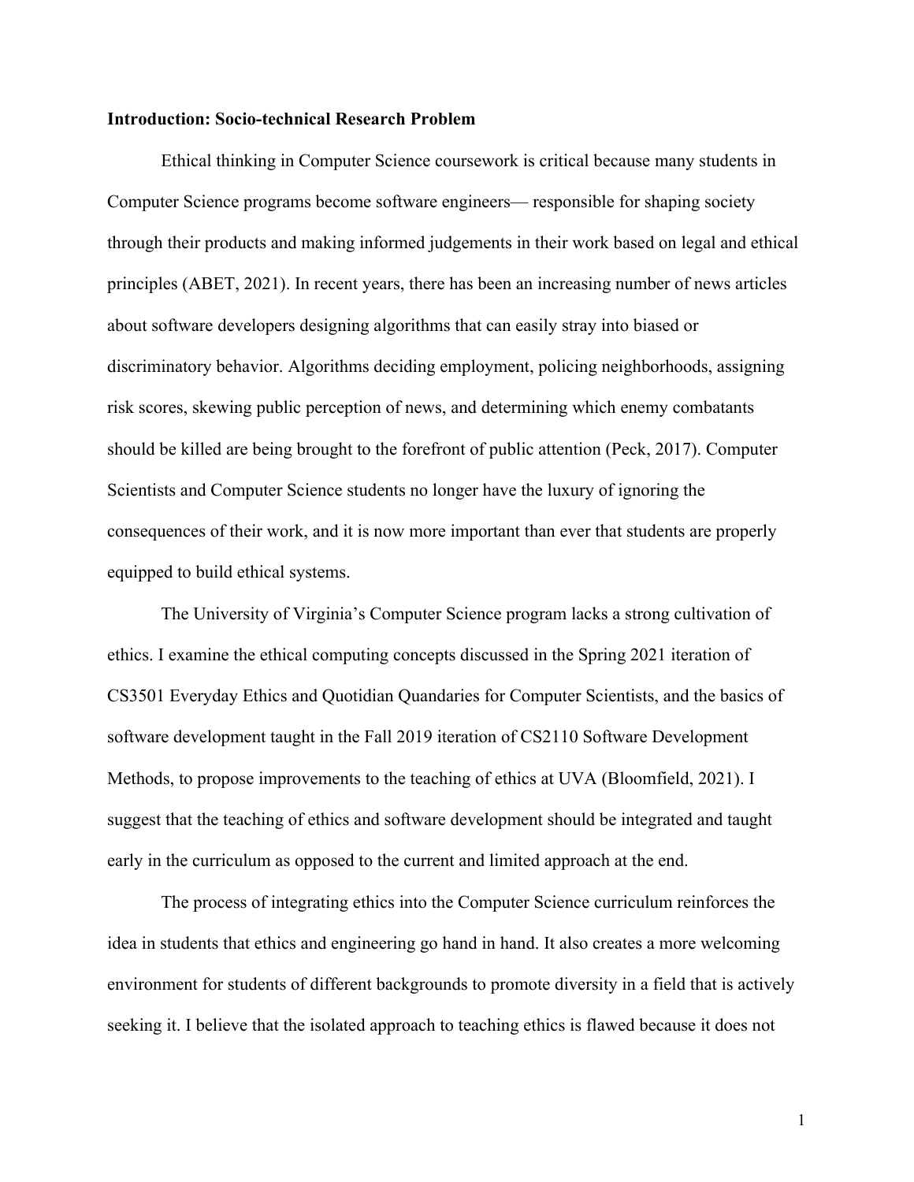**Introduction: Socio-technical Research Problem**

Ethical thinking in Computer Science coursework is critical because many students in Computer Science programs become software engineers— responsible for shaping society through their products and making informed judgements in their work based on legal and ethical principles (ABET, 2021). In recent years, there has been an increasing number of news articles about software developers designing algorithms that can easily stray into biased or discriminatory behavior. Algorithms deciding employment, policing neighborhoods, assigning risk scores, skewing public perception of news, and determining which enemy combatants should be killed are being brought to the forefront of public attention (Peck, 2017). Computer Scientists and Computer Science students no longer have the luxury of ignoring the consequences of their work, and it is now more important than ever that students are properly equipped to build ethical systems.

The University of Virginia's Computer Science program lacks a strong cultivation of ethics. I examine the ethical computing concepts discussed in the Spring 2021 iteration of CS3501 Everyday Ethics and Quotidian Quandaries for Computer Scientists, and the basics of software development taught in the Fall 2019 iteration of CS2110 Software Development Methods, to propose improvements to the teaching of ethics at UVA (Bloomfield, 2021). I suggest that the teaching of ethics and software development should be integrated and taught early in the curriculum as opposed to the current and limited approach at the end.

The process of integrating ethics into the Computer Science curriculum reinforces the idea in students that ethics and engineering go hand in hand. It also creates a more welcoming environment for students of different backgrounds to promote diversity in a field that is actively seeking it. I believe that the isolated approach to teaching ethics is flawed because it does not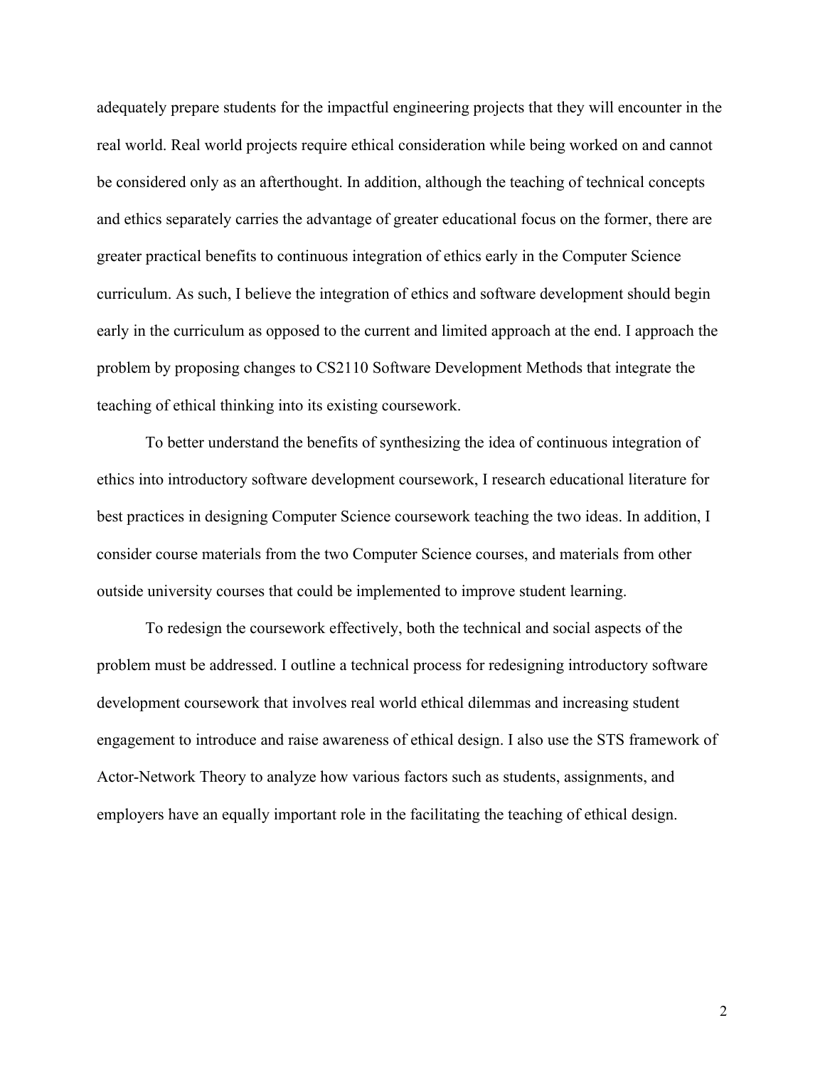adequately prepare students for the impactful engineering projects that they will encounter in the real world. Real world projects require ethical consideration while being worked on and cannot be considered only as an afterthought. In addition, although the teaching of technical concepts and ethics separately carries the advantage of greater educational focus on the former, there are greater practical benefits to continuous integration of ethics early in the Computer Science curriculum. As such, I believe the integration of ethics and software development should begin early in the curriculum as opposed to the current and limited approach at the end. I approach the problem by proposing changes to CS2110 Software Development Methods that integrate the teaching of ethical thinking into its existing coursework.

To better understand the benefits of synthesizing the idea of continuous integration of ethics into introductory software development coursework, I research educational literature for best practices in designing Computer Science coursework teaching the two ideas. In addition, I consider course materials from the two Computer Science courses, and materials from other outside university courses that could be implemented to improve student learning.

To redesign the coursework effectively, both the technical and social aspects of the problem must be addressed. I outline a technical process for redesigning introductory software development coursework that involves real world ethical dilemmas and increasing student engagement to introduce and raise awareness of ethical design. I also use the STS framework of Actor-Network Theory to analyze how various factors such as students, assignments, and employers have an equally important role in the facilitating the teaching of ethical design.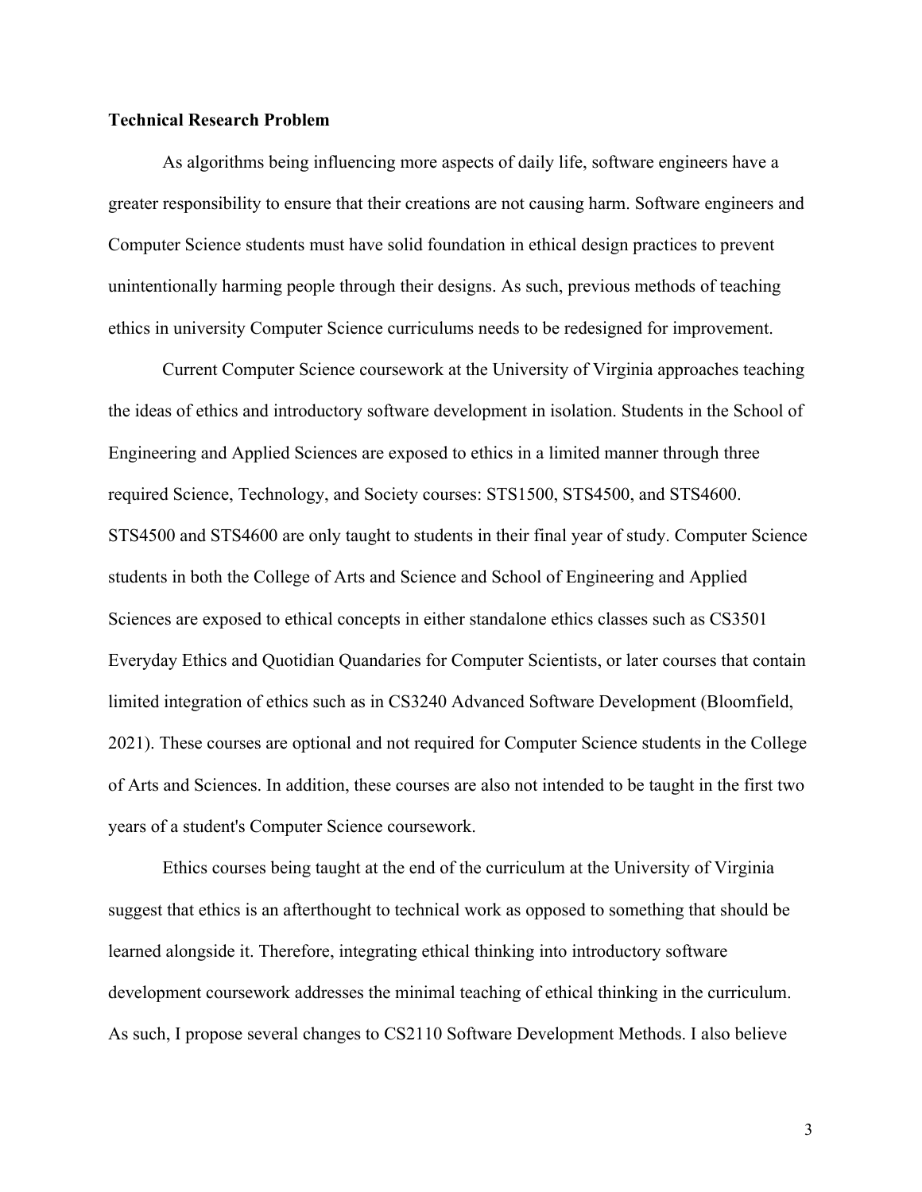**Technical Research Problem**

As algorithms being influencing more aspects of daily life, software engineers have a greater responsibility to ensure that their creations are not causing harm. Software engineers and Computer Science students must have solid foundation in ethical design practices to prevent unintentionally harming people through their designs. As such, previous methods of teaching ethics in university Computer Science curriculums needs to be redesigned for improvement.

Current Computer Science coursework at the University of Virginia approaches teaching the ideas of ethics and introductory software development in isolation. Students in the School of Engineering and Applied Sciences are exposed to ethics in a limited manner through three required Science, Technology, and Society courses: STS1500, STS4500, and STS4600. STS4500 and STS4600 are only taught to students in their final year of study. Computer Science students in both the College of Arts and Science and School of Engineering and Applied Sciences are exposed to ethical concepts in either standalone ethics classes such as CS3501 Everyday Ethics and Quotidian Quandaries for Computer Scientists, or later courses that contain limited integration of ethics such as in CS3240 Advanced Software Development (Bloomfield, 2021). These courses are optional and not required for Computer Science students in the College of Arts and Sciences. In addition, these courses are also not intended to be taught in the first two years of a student's Computer Science coursework.

Ethics courses being taught at the end of the curriculum at the University of Virginia suggest that ethics is an afterthought to technical work as opposed to something that should be learned alongside it. Therefore, integrating ethical thinking into introductory software development coursework addresses the minimal teaching of ethical thinking in the curriculum. As such, I propose several changes to CS2110 Software Development Methods. I also believe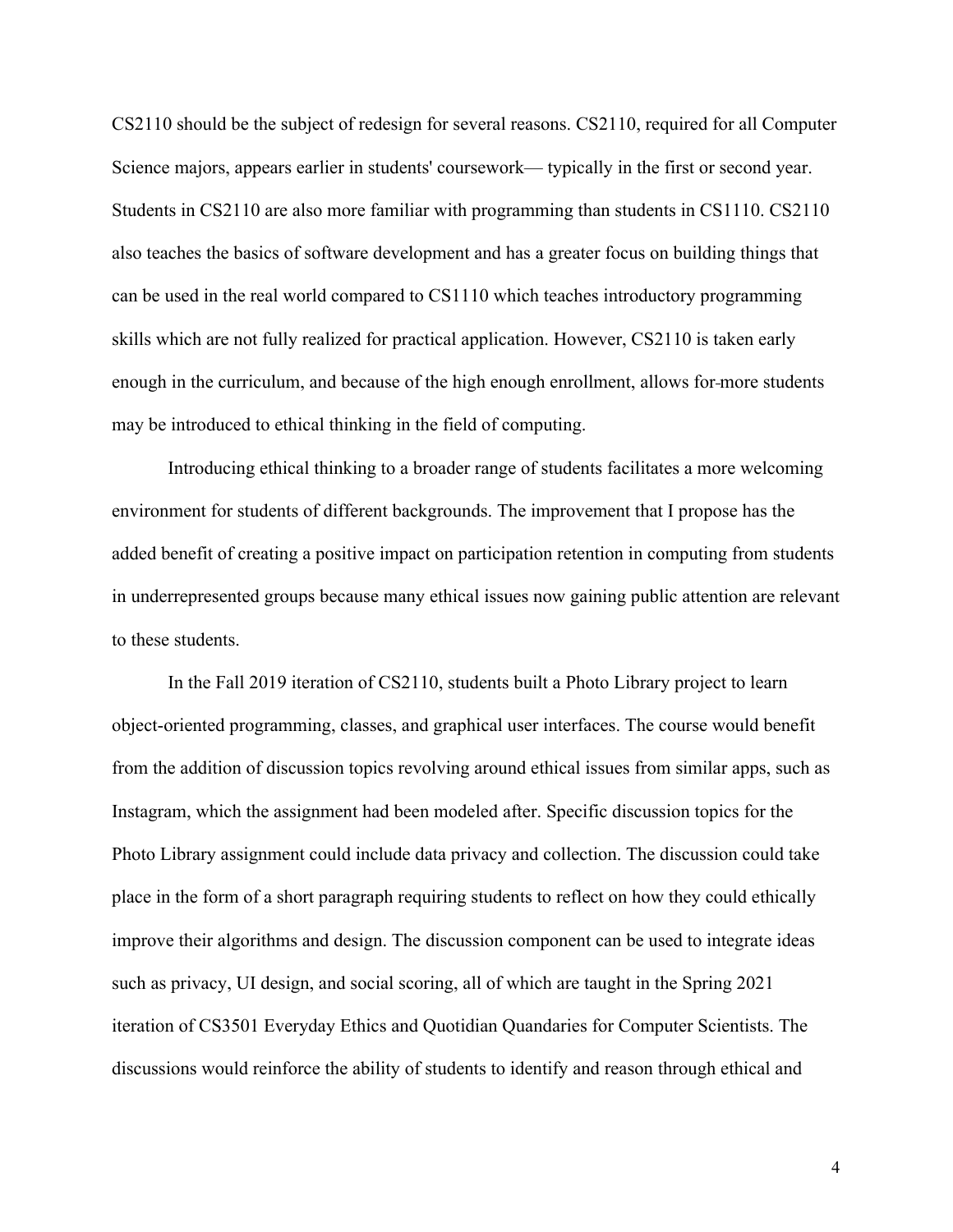CS2110 should be the subject of redesign for several reasons. CS2110, required for all Computer Science majors, appears earlier in students' coursework— typically in the first or second year. Students in CS2110 are also more familiar with programming than students in CS1110. CS2110 also teaches the basics of software development and has a greater focus on building things that can be used in the real world compared to CS1110 which teaches introductory programming skills which are not fully realized for practical application. However, CS2110 is taken early enough in the curriculum, and because of the high enough enrollment, allows for more students may be introduced to ethical thinking in the field of computing.

Introducing ethical thinking to a broader range of students facilitates a more welcoming environment for students of different backgrounds. The improvement that I propose has the added benefit of creating a positive impact on participation retention in computing from students in underrepresented groups because many ethical issues now gaining public attention are relevant to these students.

In the Fall 2019 iteration of CS2110, students built a Photo Library project to learn object-oriented programming, classes, and graphical user interfaces. The course would benefit from the addition of discussion topics revolving around ethical issues from similar apps, such as Instagram, which the assignment had been modeled after. Specific discussion topics for the Photo Library assignment could include data privacy and collection. The discussion could take place in the form of a short paragraph requiring students to reflect on how they could ethically improve their algorithms and design. The discussion component can be used to integrate ideas such as privacy, UI design, and social scoring, all of which are taught in the Spring 2021 iteration of CS3501 Everyday Ethics and Quotidian Quandaries for Computer Scientists. The discussions would reinforce the ability of students to identify and reason through ethical and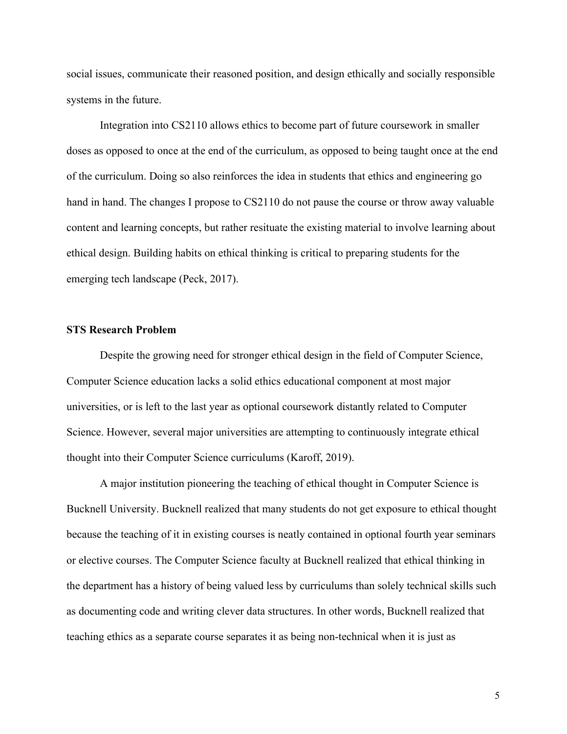social issues, communicate their reasoned position, and design ethically and socially responsible systems in the future.

Integration into CS2110 allows ethics to become part of future coursework in smaller doses as opposed to once at the end of the curriculum, as opposed to being taught once at the end of the curriculum. Doing so also reinforces the idea in students that ethics and engineering go hand in hand. The changes I propose to CS2110 do not pause the course or throw away valuable content and learning concepts, but rather resituate the existing material to involve learning about ethical design. Building habits on ethical thinking is critical to preparing students for the emerging tech landscape (Peck, 2017).

**STS Research Problem**

Despite the growing need for stronger ethical design in the field of Computer Science, Computer Science education lacks a solid ethics educational component at most major universities, or is left to the last year as optional coursework distantly related to Computer Science. However, several major universities are attempting to continuously integrate ethical thought into their Computer Science curriculums (Karoff, 2019).

A major institution pioneering the teaching of ethical thought in Computer Science is Bucknell University. Bucknell realized that many students do not get exposure to ethical thought because the teaching of it in existing courses is neatly contained in optional fourth year seminars or elective courses. The Computer Science faculty at Bucknell realized that ethical thinking in the department has a history of being valued less by curriculums than solely technical skills such as documenting code and writing clever data structures. In other words, Bucknell realized that teaching ethics as a separate course separates it as being non-technical when it is just as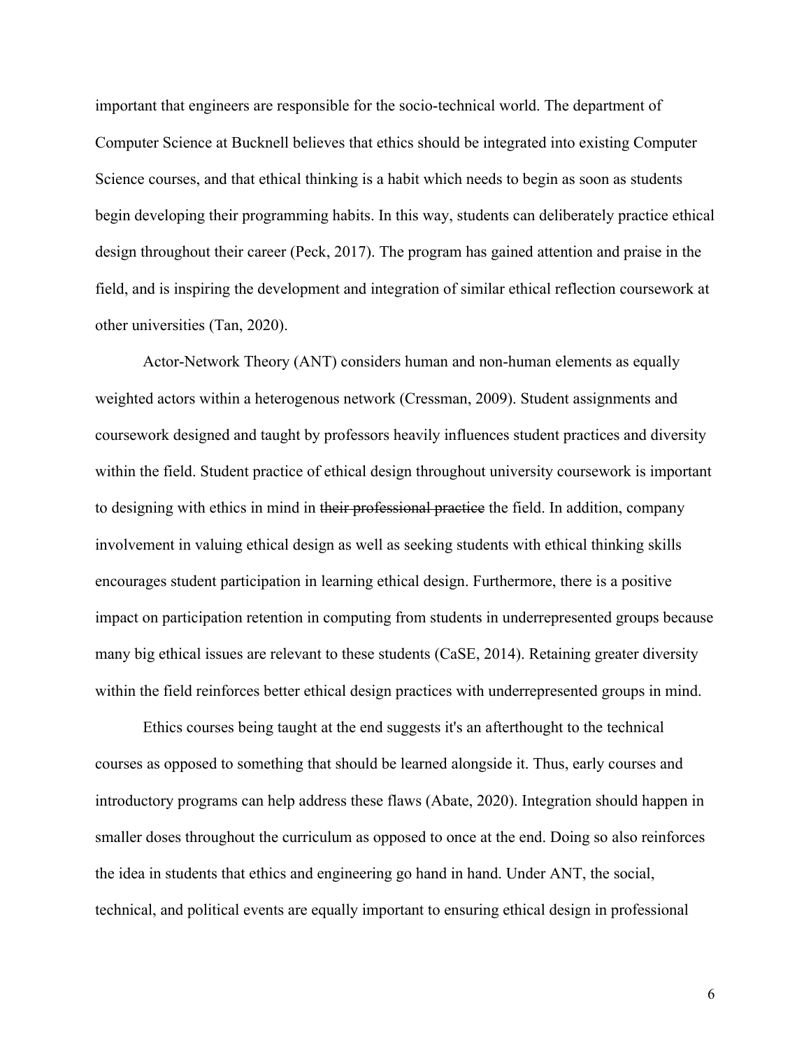important that engineers are responsible for the socio-technical world. The department of Computer Science at Bucknell believes that ethics should be integrated into existing Computer Science courses, and that ethical thinking is a habit which needs to begin as soon as students begin developing their programming habits. In this way, students can deliberately practice ethical design throughout their career (Peck, 2017). The program has gained attention and praise in the field, and is inspiring the development and integration of similar ethical reflection coursework at other universities (Tan, 2020).

Actor-Network Theory (ANT) considers human and non-human elements as equally weighted actors within a heterogenous network (Cressman, 2009). Student assignments and coursework designed and taught by professors heavily influences student practices and diversity within the field. Student practice of ethical design throughout university coursework is important to designing with ethics in mind in ~~their professional practice~~ the field. In addition, company involvement in valuing ethical design as well as seeking students with ethical thinking skills encourages student participation in learning ethical design. Furthermore, there is a positive impact on participation retention in computing from students in underrepresented groups because many big ethical issues are relevant to these students (CaSE, 2014). Retaining greater diversity within the field reinforces better ethical design practices with underrepresented groups in mind.

Ethics courses being taught at the end suggests it's an afterthought to the technical courses as opposed to something that should be learned alongside it. Thus, early courses and introductory programs can help address these flaws (Abate, 2020). Integration should happen in smaller doses throughout the curriculum as opposed to once at the end. Doing so also reinforces the idea in students that ethics and engineering go hand in hand. Under ANT, the social, technical, and political events are equally important to ensuring ethical design in professional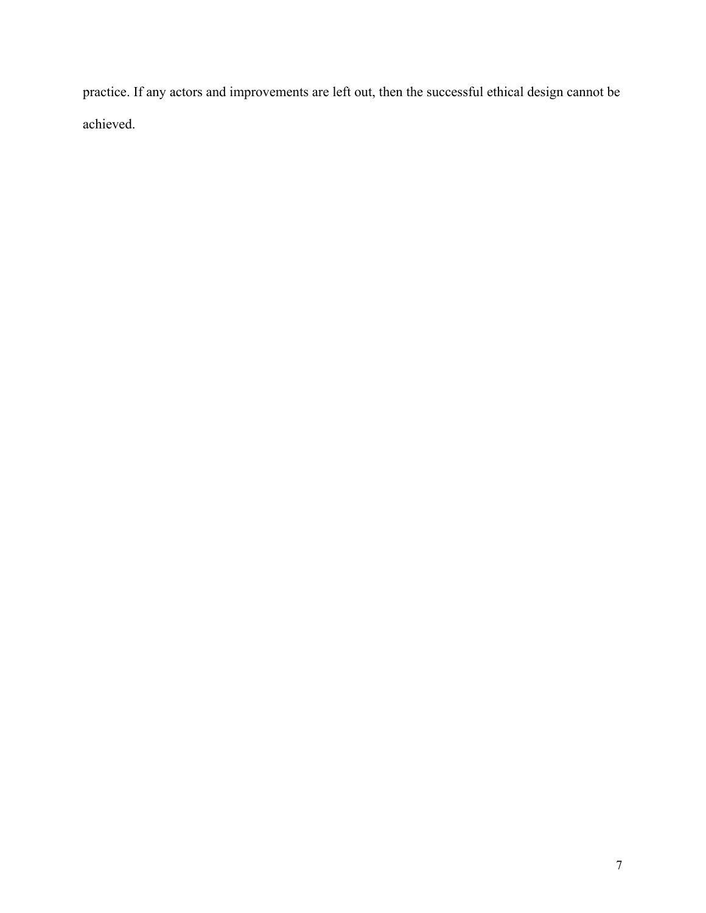practice. If any actors and improvements are left out, then the successful ethical design cannot be achieved.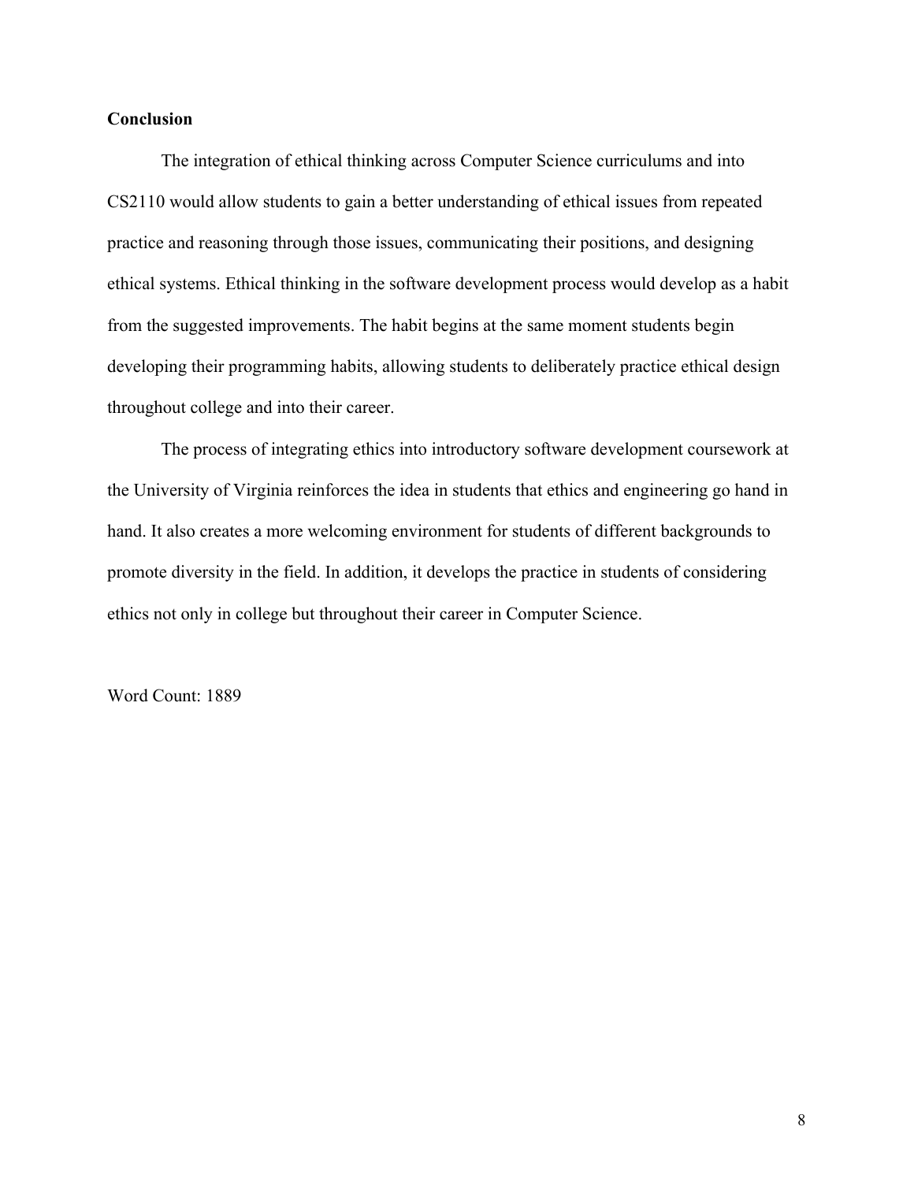## Conclusion

The integration of ethical thinking across Computer Science curriculums and into CS2110 would allow students to gain a better understanding of ethical issues from repeated practice and reasoning through those issues, communicating their positions, and designing ethical systems. Ethical thinking in the software development process would develop as a habit from the suggested improvements. The habit begins at the same moment students begin developing their programming habits, allowing students to deliberately practice ethical design throughout college and into their career.

The process of integrating ethics into introductory software development coursework at the University of Virginia reinforces the idea in students that ethics and engineering go hand in hand. It also creates a more welcoming environment for students of different backgrounds to promote diversity in the field. In addition, it develops the practice in students of considering ethics not only in college but throughout their career in Computer Science.

Word Count: 1889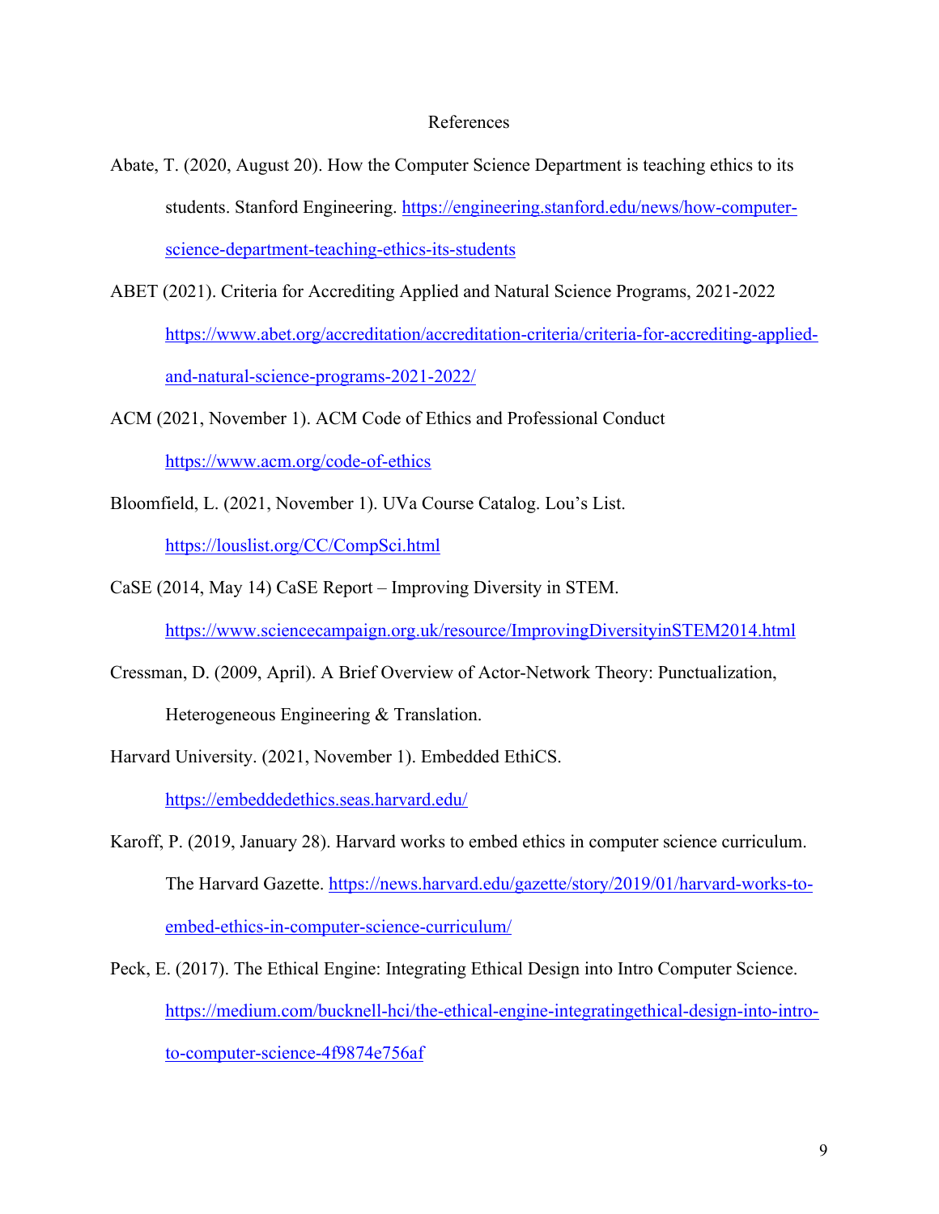# References

Abate, T. (2020, August 20). How the Computer Science Department is teaching ethics to its students. Stanford Engineering. https://engineering.stanford.edu/news/how-computer-science-department-teaching-ethics-its-students

ABET (2021). Criteria for Accrediting Applied and Natural Science Programs, 2021-2022 https://www.abet.org/accreditation/accreditation-criteria/criteria-for-accrediting-applied-and-natural-science-programs-2021-2022/

ACM (2021, November 1). ACM Code of Ethics and Professional Conduct https://www.acm.org/code-of-ethics

Bloomfield, L. (2021, November 1). UVa Course Catalog. Lou's List. https://louslist.org/CC/CompSci.html

CaSE (2014, May 14) CaSE Report – Improving Diversity in STEM. https://www.sciencecampaign.org.uk/resource/ImprovingDiversityinSTEM2014.html

Cressman, D. (2009, April). A Brief Overview of Actor-Network Theory: Punctualization, Heterogeneous Engineering & Translation.

Harvard University. (2021, November 1). Embedded EthiCS. https://embeddedethics.seas.harvard.edu/

Karoff, P. (2019, January 28). Harvard works to embed ethics in computer science curriculum. The Harvard Gazette. https://news.harvard.edu/gazette/story/2019/01/harvard-works-to-embed-ethics-in-computer-science-curriculum/

Peck, E. (2017). The Ethical Engine: Integrating Ethical Design into Intro Computer Science. https://medium.com/bucknell-hci/the-ethical-engine-integratingethical-design-into-intro-to-computer-science-4f9874e756af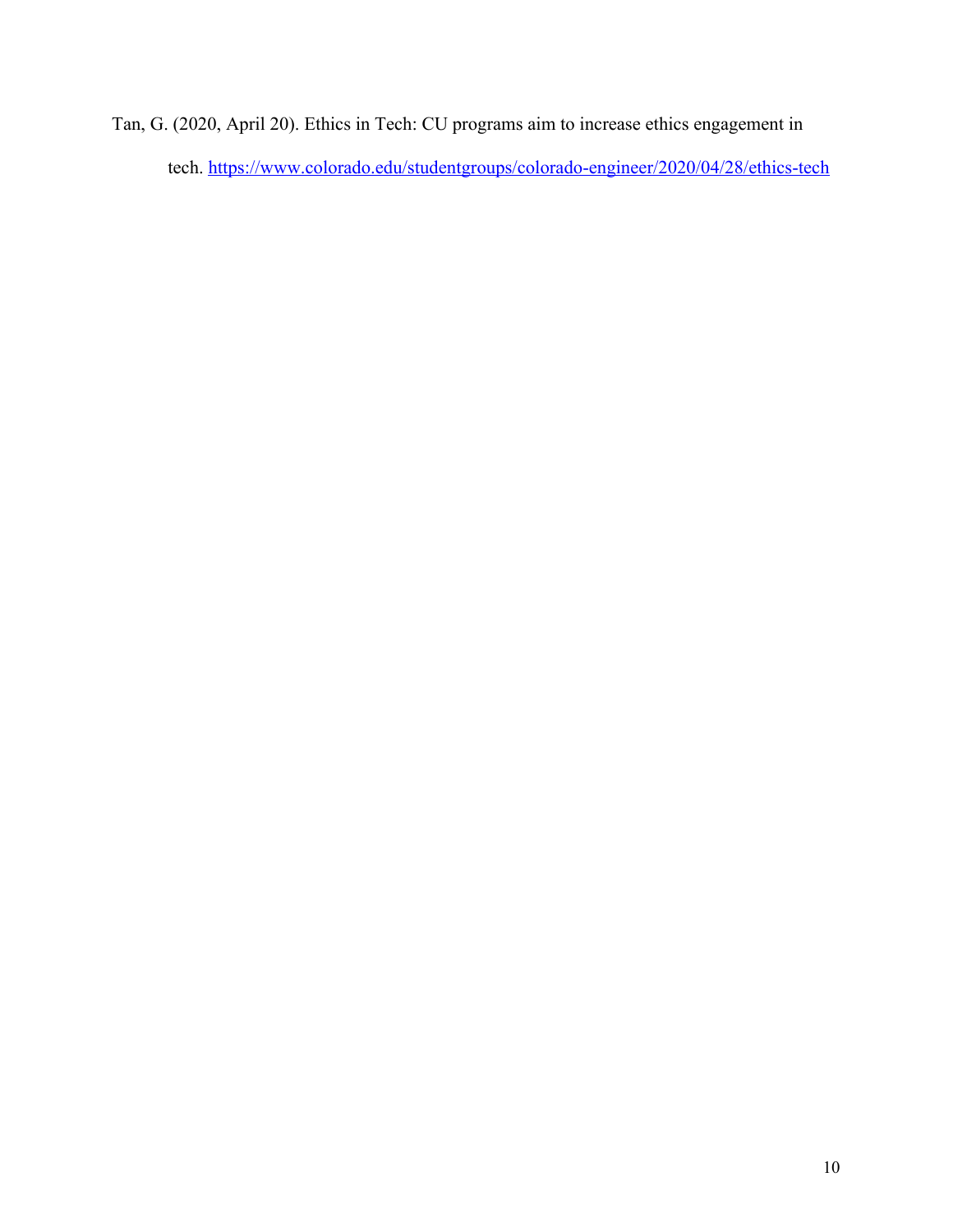Tan, G. (2020, April 20). Ethics in Tech: CU programs aim to increase ethics engagement in tech. https://www.colorado.edu/studentgroups/colorado-engineer/2020/04/28/ethics-tech